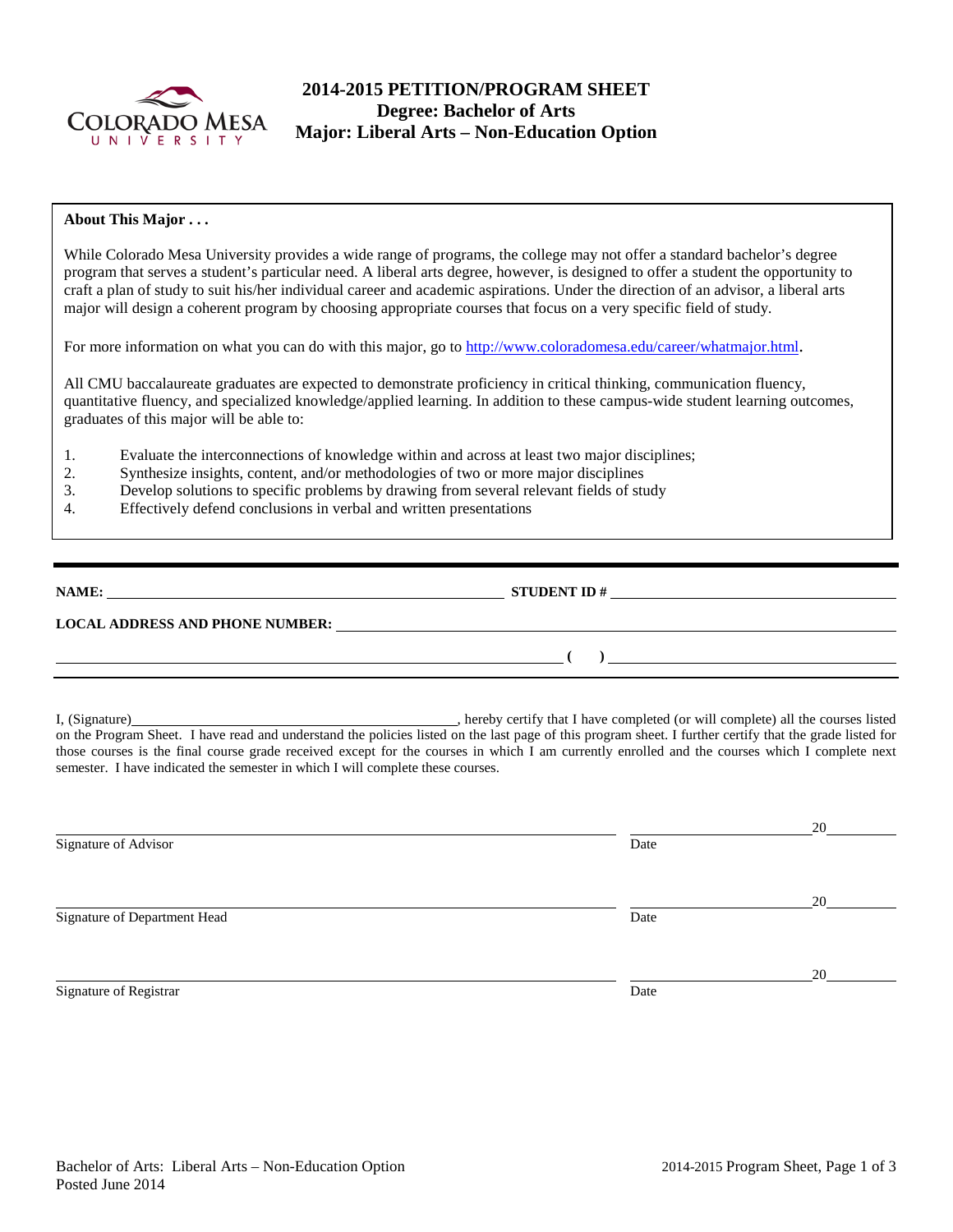# 2014-2015 PETITION/PROGRAM SHEET
## Degree: Bachelor of Arts
## Major: Liberal Arts – Non-Education Option

**About This Major . . .**

While Colorado Mesa University provides a wide range of programs, the college may not offer a standard bachelor's degree program that serves a student's particular need. A liberal arts degree, however, is designed to offer a student the opportunity to craft a plan of study to suit his/her individual career and academic aspirations. Under the direction of an advisor, a liberal arts major will design a coherent program by choosing appropriate courses that focus on a very specific field of study.

For more information on what you can do with this major, go to http://www.coloradomesa.edu/career/whatmajor.html.

All CMU baccalaureate graduates are expected to demonstrate proficiency in critical thinking, communication fluency, quantitative fluency, and specialized knowledge/applied learning. In addition to these campus-wide student learning outcomes, graduates of this major will be able to:

1. Evaluate the interconnections of knowledge within and across at least two major disciplines;
2. Synthesize insights, content, and/or methodologies of two or more major disciplines
3. Develop solutions to specific problems by drawing from several relevant fields of study
4. Effectively defend conclusions in verbal and written presentations

---

**NAME:** ______________________________ **STUDENT ID #** ______________________________

**LOCAL ADDRESS AND PHONE NUMBER:** ______________________________

______________________________ **( )** ______________________________

---

I, (Signature)______________________________, hereby certify that I have completed (or will complete) all the courses listed on the Program Sheet. I have read and understand the policies listed on the last page of this program sheet. I further certify that the grade listed for those courses is the final course grade received except for the courses in which I am currently enrolled and the courses which I complete next semester. I have indicated the semester in which I will complete these courses.

______________________________ ______________ 20______
Signature of Advisor Date

______________________________ ______________ 20______
Signature of Department Head Date

______________________________ ______________ 20______
Signature of Registrar Date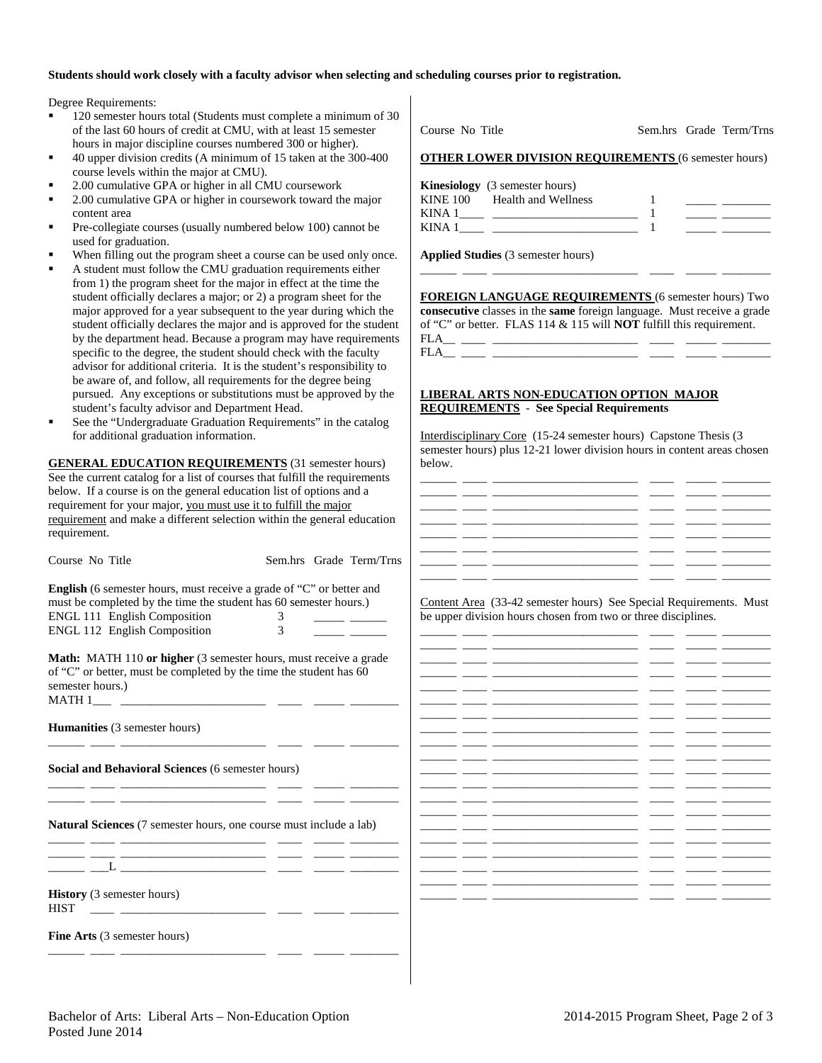**Students should work closely with a faculty advisor when selecting and scheduling courses prior to registration.**

Degree Requirements:

- 120 semester hours total (Students must complete a minimum of 30 of the last 60 hours of credit at CMU, with at least 15 semester hours in major discipline courses numbered 300 or higher).
- 40 upper division credits (A minimum of 15 taken at the 300-400 course levels within the major at CMU).
- 2.00 cumulative GPA or higher in all CMU coursework
- 2.00 cumulative GPA or higher in coursework toward the major content area
- Pre-collegiate courses (usually numbered below 100) cannot be used for graduation.
- When filling out the program sheet a course can be used only once.
- A student must follow the CMU graduation requirements either from 1) the program sheet for the major in effect at the time the student officially declares a major; or 2) a program sheet for the major approved for a year subsequent to the year during which the student officially declares the major and is approved for the student by the department head. Because a program may have requirements specific to the degree, the student should check with the faculty advisor for additional criteria. It is the student's responsibility to be aware of, and follow, all requirements for the degree being pursued. Any exceptions or substitutions must be approved by the student's faculty advisor and Department Head.
- See the "Undergraduate Graduation Requirements" in the catalog for additional graduation information.

**GENERAL EDUCATION REQUIREMENTS** (31 semester hours) See the current catalog for a list of courses that fulfill the requirements below. If a course is on the general education list of options and a requirement for your major, you must use it to fulfill the major requirement and make a different selection within the general education requirement.

| Course | No | Title | Sem.hrs | Grade | Term/Trns |
|---|---|---|---|---|---|
| **English** (6 semester hours, must receive a grade of "C" or better and must be completed by the time the student has 60 semester hours.) | | | | | |
| ENGL | 111 | English Composition | 3 | | |
| ENGL | 112 | English Composition | 3 | | |
| **Math: MATH 110 or higher** (3 semester hours, must receive a grade of "C" or better, must be completed by the time the student has 60 semester hours.) | | | | | |
| MATH | 1___ | | | | |
| **Humanities** (3 semester hours) | | | | | |
| | | | | | |
| **Social and Behavioral Sciences** (6 semester hours) | | | | | |
| | | | | | |
| | | | | | |
| **Natural Sciences** (7 semester hours, one course must include a lab) | | | | | |
| | | | | | |
| | | | | | |
| | ___L | | | | |
| **History** (3 semester hours) | | | | | |
| HIST | | | | | |
| **Fine Arts** (3 semester hours) | | | | | |
| | | | | | |

| Course | No | Title | Sem.hrs | Grade | Term/Trns |
|---|---|---|---|---|---|
| **OTHER LOWER DIVISION REQUIREMENTS** (6 semester hours) | | | | | |
| **Kinesiology** (3 semester hours) | | | | | |
| KINE | 100 | Health and Wellness | 1 | | |
| KINA | 1____ | | 1 | | |
| KINA | 1____ | | 1 | | |
| **Applied Studies** (3 semester hours) | | | | | |
| | | | | | |

**FOREIGN LANGUAGE REQUIREMENTS** (6 semester hours) Two **consecutive** classes in the **same** foreign language. Must receive a grade of "C" or better. FLAS 114 & 115 will **NOT** fulfill this requirement.

| Course | No | Title | Sem.hrs | Grade | Term/Trns |
|---|---|---|---|---|---|
| FLA__ | | | | | |
| FLA__ | | | | | |

**LIBERAL ARTS NON-EDUCATION OPTION MAJOR REQUIREMENTS - See Special Requirements**

Interdisciplinary Core (15-24 semester hours) Capstone Thesis (3 semester hours) plus 12-21 lower division hours in content areas chosen below.

| Course | No | Title | Sem.hrs | Grade | Term/Trns |
|---|---|---|---|---|---|
| | | | | | |
| | | | | | |
| | | | | | |
| | | | | | |
| | | | | | |
| | | | | | |
| | | | | | |
| | | | | | |

Content Area (33-42 semester hours) See Special Requirements. Must be upper division hours chosen from two or three disciplines.

| Course | No | Title | Sem.hrs | Grade | Term/Trns |
|---|---|---|---|---|---|
| | | | | | |
| | | | | | |
| | | | | | |
| | | | | | |
| | | | | | |
| | | | | | |
| | | | | | |
| | | | | | |
| | | | | | |
| | | | | | |
| | | | | | |
| | | | | | |
| | | | | | |
| | | | | | |
| | | | | | |
| | | | | | |
| | | | | | |
| | | | | | |
| | | | | | |

Bachelor of Arts: Liberal Arts – Non-Education Option
Posted June 2014

2014-2015 Program Sheet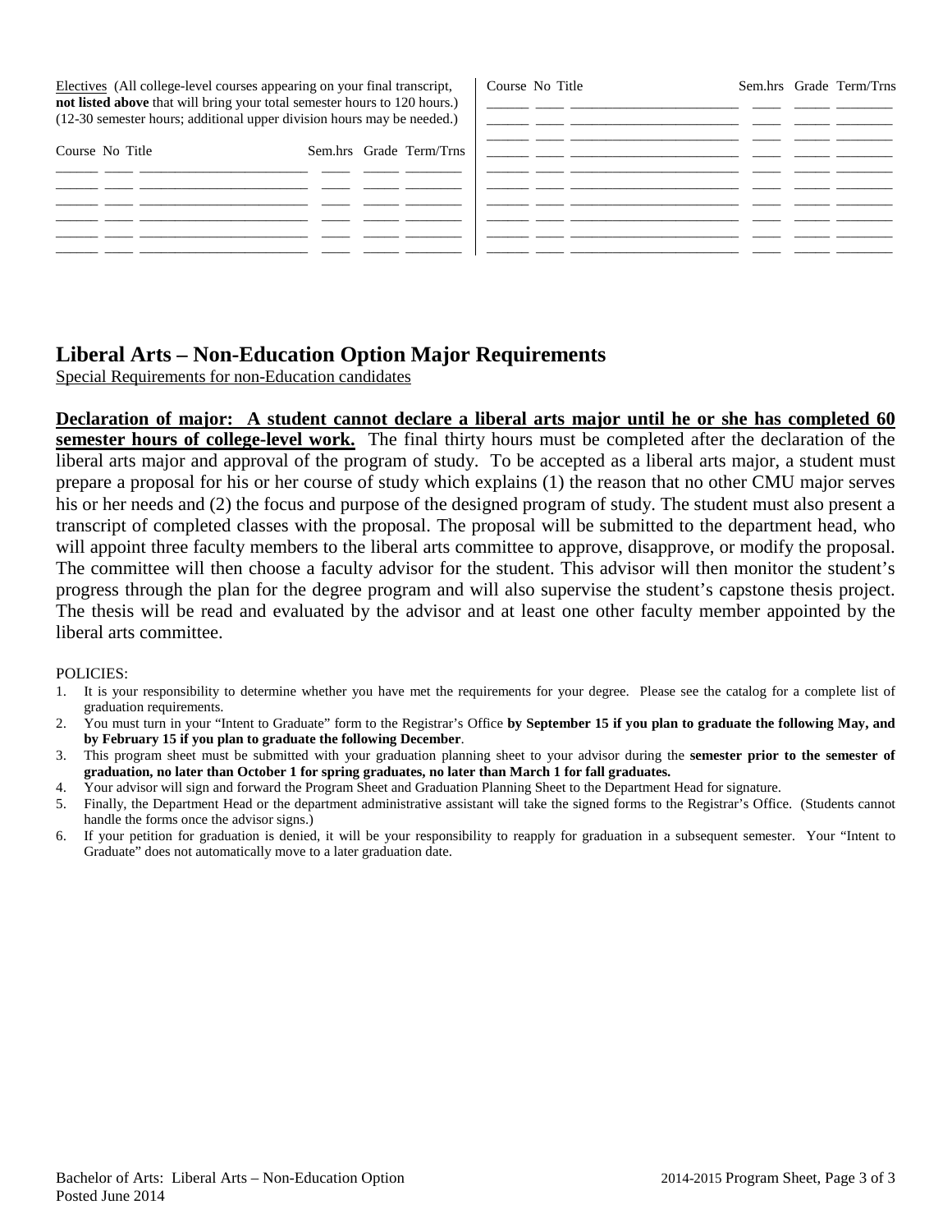Electives (All college-level courses appearing on your final transcript, **not listed above** that will bring your total semester hours to 120 hours.) (12-30 semester hours; additional upper division hours may be needed.)

| Course | No | Title | Sem.hrs | Grade | Term/Trns |
|---|---|---|---|---|---|
| | | | | | |
| | | | | | |
| | | | | | |
| | | | | | |
| | | | | | |
| | | | | | |

| Course | No | Title | Sem.hrs | Grade | Term/Trns |
|---|---|---|---|---|---|
| | | | | | |
| | | | | | |
| | | | | | |
| | | | | | |
| | | | | | |
| | | | | | |
| | | | | | |
| | | | | | |
| | | | | | |

# Liberal Arts – Non-Education Option Major Requirements

Special Requirements for non-Education candidates

**Declaration of major: A student cannot declare a liberal arts major until he or she has completed 60 semester hours of college-level work.** The final thirty hours must be completed after the declaration of the liberal arts major and approval of the program of study. To be accepted as a liberal arts major, a student must prepare a proposal for his or her course of study which explains (1) the reason that no other CMU major serves his or her needs and (2) the focus and purpose of the designed program of study. The student must also present a transcript of completed classes with the proposal. The proposal will be submitted to the department head, who will appoint three faculty members to the liberal arts committee to approve, disapprove, or modify the proposal. The committee will then choose a faculty advisor for the student. This advisor will then monitor the student's progress through the plan for the degree program and will also supervise the student's capstone thesis project. The thesis will be read and evaluated by the advisor and at least one other faculty member appointed by the liberal arts committee.

POLICIES:

1. It is your responsibility to determine whether you have met the requirements for your degree. Please see the catalog for a complete list of graduation requirements.
2. You must turn in your "Intent to Graduate" form to the Registrar's Office **by September 15 if you plan to graduate the following May, and by February 15 if you plan to graduate the following December**.
3. This program sheet must be submitted with your graduation planning sheet to your advisor during the **semester prior to the semester of graduation, no later than October 1 for spring graduates, no later than March 1 for fall graduates.**
4. Your advisor will sign and forward the Program Sheet and Graduation Planning Sheet to the Department Head for signature.
5. Finally, the Department Head or the department administrative assistant will take the signed forms to the Registrar's Office. (Students cannot handle the forms once the advisor signs.)
6. If your petition for graduation is denied, it will be your responsibility to reapply for graduation in a subsequent semester. Your "Intent to Graduate" does not automatically move to a later graduation date.